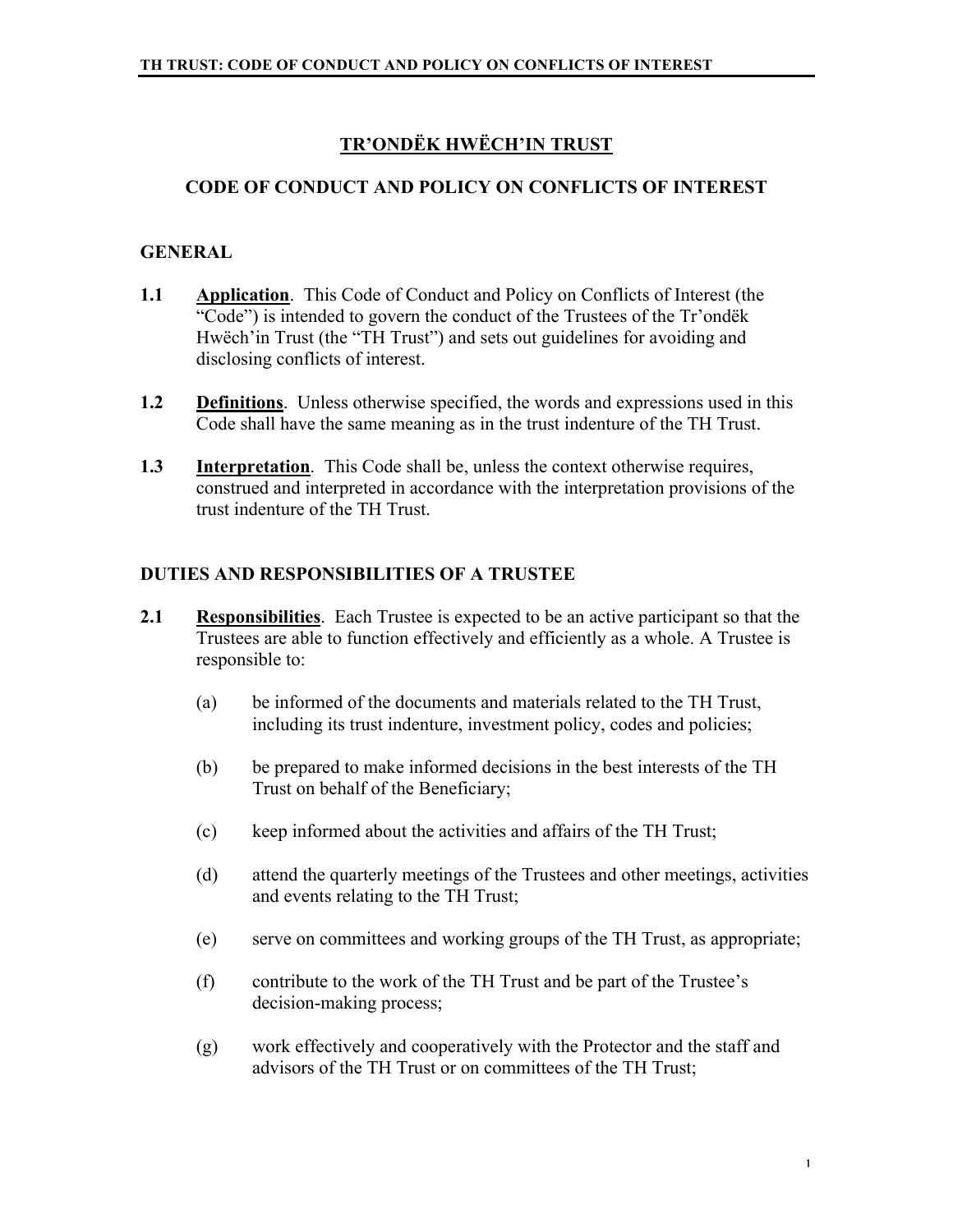# TR'ONDËK HWËCH'IN TRUST

## CODE OF CONDUCT AND POLICY ON CONFLICTS OF INTEREST

### GENERAL

**1.1** **Application**. This Code of Conduct and Policy on Conflicts of Interest (the "Code") is intended to govern the conduct of the Trustees of the Tr'ondëk Hwëch'in Trust (the "TH Trust") and sets out guidelines for avoiding and disclosing conflicts of interest.

**1.2** **Definitions**. Unless otherwise specified, the words and expressions used in this Code shall have the same meaning as in the trust indenture of the TH Trust.

**1.3** **Interpretation**. This Code shall be, unless the context otherwise requires, construed and interpreted in accordance with the interpretation provisions of the trust indenture of the TH Trust.

### DUTIES AND RESPONSIBILITIES OF A TRUSTEE

**2.1** **Responsibilities**. Each Trustee is expected to be an active participant so that the Trustees are able to function effectively and efficiently as a whole. A Trustee is responsible to:

(a) be informed of the documents and materials related to the TH Trust, including its trust indenture, investment policy, codes and policies;

(b) be prepared to make informed decisions in the best interests of the TH Trust on behalf of the Beneficiary;

(c) keep informed about the activities and affairs of the TH Trust;

(d) attend the quarterly meetings of the Trustees and other meetings, activities and events relating to the TH Trust;

(e) serve on committees and working groups of the TH Trust, as appropriate;

(f) contribute to the work of the TH Trust and be part of the Trustee's decision-making process;

(g) work effectively and cooperatively with the Protector and the staff and advisors of the TH Trust or on committees of the TH Trust;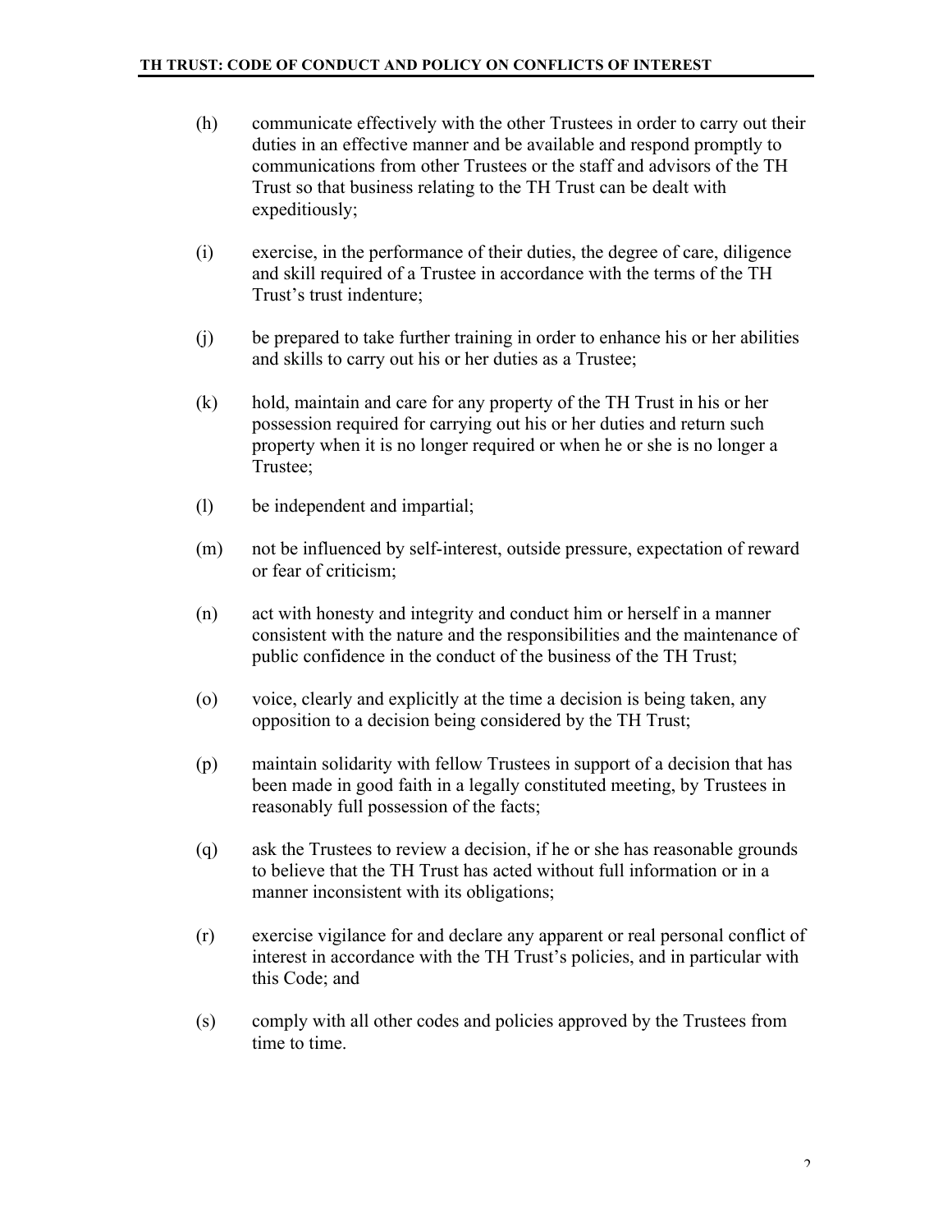(h) communicate effectively with the other Trustees in order to carry out their duties in an effective manner and be available and respond promptly to communications from other Trustees or the staff and advisors of the TH Trust so that business relating to the TH Trust can be dealt with expeditiously;

(i) exercise, in the performance of their duties, the degree of care, diligence and skill required of a Trustee in accordance with the terms of the TH Trust's trust indenture;

(j) be prepared to take further training in order to enhance his or her abilities and skills to carry out his or her duties as a Trustee;

(k) hold, maintain and care for any property of the TH Trust in his or her possession required for carrying out his or her duties and return such property when it is no longer required or when he or she is no longer a Trustee;

(l) be independent and impartial;

(m) not be influenced by self-interest, outside pressure, expectation of reward or fear of criticism;

(n) act with honesty and integrity and conduct him or herself in a manner consistent with the nature and the responsibilities and the maintenance of public confidence in the conduct of the business of the TH Trust;

(o) voice, clearly and explicitly at the time a decision is being taken, any opposition to a decision being considered by the TH Trust;

(p) maintain solidarity with fellow Trustees in support of a decision that has been made in good faith in a legally constituted meeting, by Trustees in reasonably full possession of the facts;

(q) ask the Trustees to review a decision, if he or she has reasonable grounds to believe that the TH Trust has acted without full information or in a manner inconsistent with its obligations;

(r) exercise vigilance for and declare any apparent or real personal conflict of interest in accordance with the TH Trust's policies, and in particular with this Code; and

(s) comply with all other codes and policies approved by the Trustees from time to time.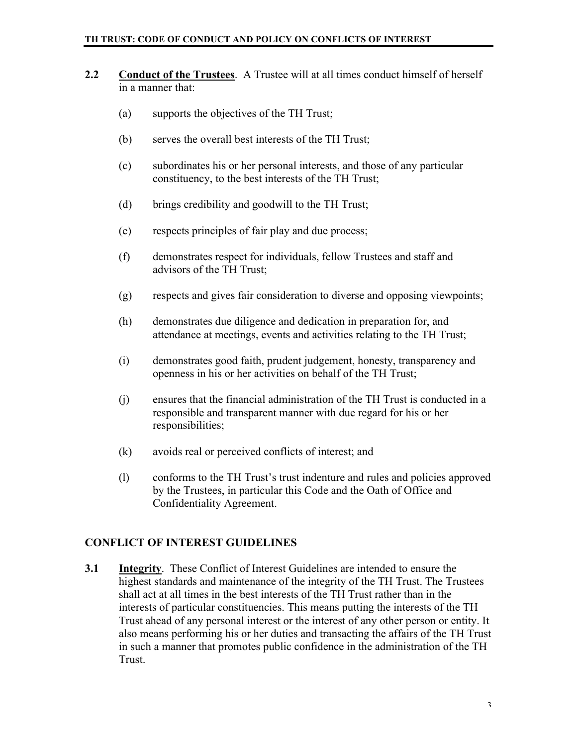**2.2** **Conduct of the Trustees**. A Trustee will at all times conduct himself of herself in a manner that:

(a) supports the objectives of the TH Trust;

(b) serves the overall best interests of the TH Trust;

(c) subordinates his or her personal interests, and those of any particular constituency, to the best interests of the TH Trust;

(d) brings credibility and goodwill to the TH Trust;

(e) respects principles of fair play and due process;

(f) demonstrates respect for individuals, fellow Trustees and staff and advisors of the TH Trust;

(g) respects and gives fair consideration to diverse and opposing viewpoints;

(h) demonstrates due diligence and dedication in preparation for, and attendance at meetings, events and activities relating to the TH Trust;

(i) demonstrates good faith, prudent judgement, honesty, transparency and openness in his or her activities on behalf of the TH Trust;

(j) ensures that the financial administration of the TH Trust is conducted in a responsible and transparent manner with due regard for his or her responsibilities;

(k) avoids real or perceived conflicts of interest; and

(l) conforms to the TH Trust's trust indenture and rules and policies approved by the Trustees, in particular this Code and the Oath of Office and Confidentiality Agreement.

## CONFLICT OF INTEREST GUIDELINES

**3.1** **Integrity**. These Conflict of Interest Guidelines are intended to ensure the highest standards and maintenance of the integrity of the TH Trust. The Trustees shall act at all times in the best interests of the TH Trust rather than in the interests of particular constituencies. This means putting the interests of the TH Trust ahead of any personal interest or the interest of any other person or entity. It also means performing his or her duties and transacting the affairs of the TH Trust in such a manner that promotes public confidence in the administration of the TH Trust.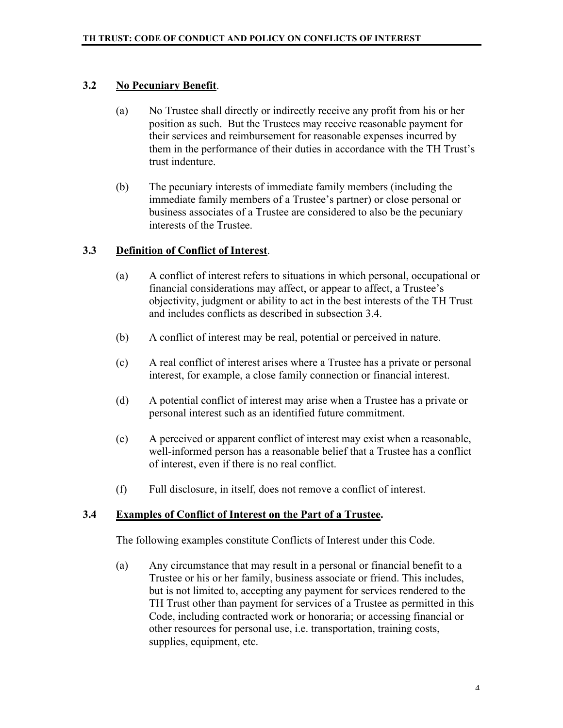### 3.2 **No Pecuniary Benefit**.

(a) No Trustee shall directly or indirectly receive any profit from his or her position as such. But the Trustees may receive reasonable payment for their services and reimbursement for reasonable expenses incurred by them in the performance of their duties in accordance with the TH Trust's trust indenture.

(b) The pecuniary interests of immediate family members (including the immediate family members of a Trustee's partner) or close personal or business associates of a Trustee are considered to also be the pecuniary interests of the Trustee.

### 3.3 **Definition of Conflict of Interest**.

(a) A conflict of interest refers to situations in which personal, occupational or financial considerations may affect, or appear to affect, a Trustee's objectivity, judgment or ability to act in the best interests of the TH Trust and includes conflicts as described in subsection 3.4.

(b) A conflict of interest may be real, potential or perceived in nature.

(c) A real conflict of interest arises where a Trustee has a private or personal interest, for example, a close family connection or financial interest.

(d) A potential conflict of interest may arise when a Trustee has a private or personal interest such as an identified future commitment.

(e) A perceived or apparent conflict of interest may exist when a reasonable, well-informed person has a reasonable belief that a Trustee has a conflict of interest, even if there is no real conflict.

(f) Full disclosure, in itself, does not remove a conflict of interest.

### 3.4 **Examples of Conflict of Interest on the Part of a Trustee.**

The following examples constitute Conflicts of Interest under this Code.

(a) Any circumstance that may result in a personal or financial benefit to a Trustee or his or her family, business associate or friend. This includes, but is not limited to, accepting any payment for services rendered to the TH Trust other than payment for services of a Trustee as permitted in this Code, including contracted work or honoraria; or accessing financial or other resources for personal use, i.e. transportation, training costs, supplies, equipment, etc.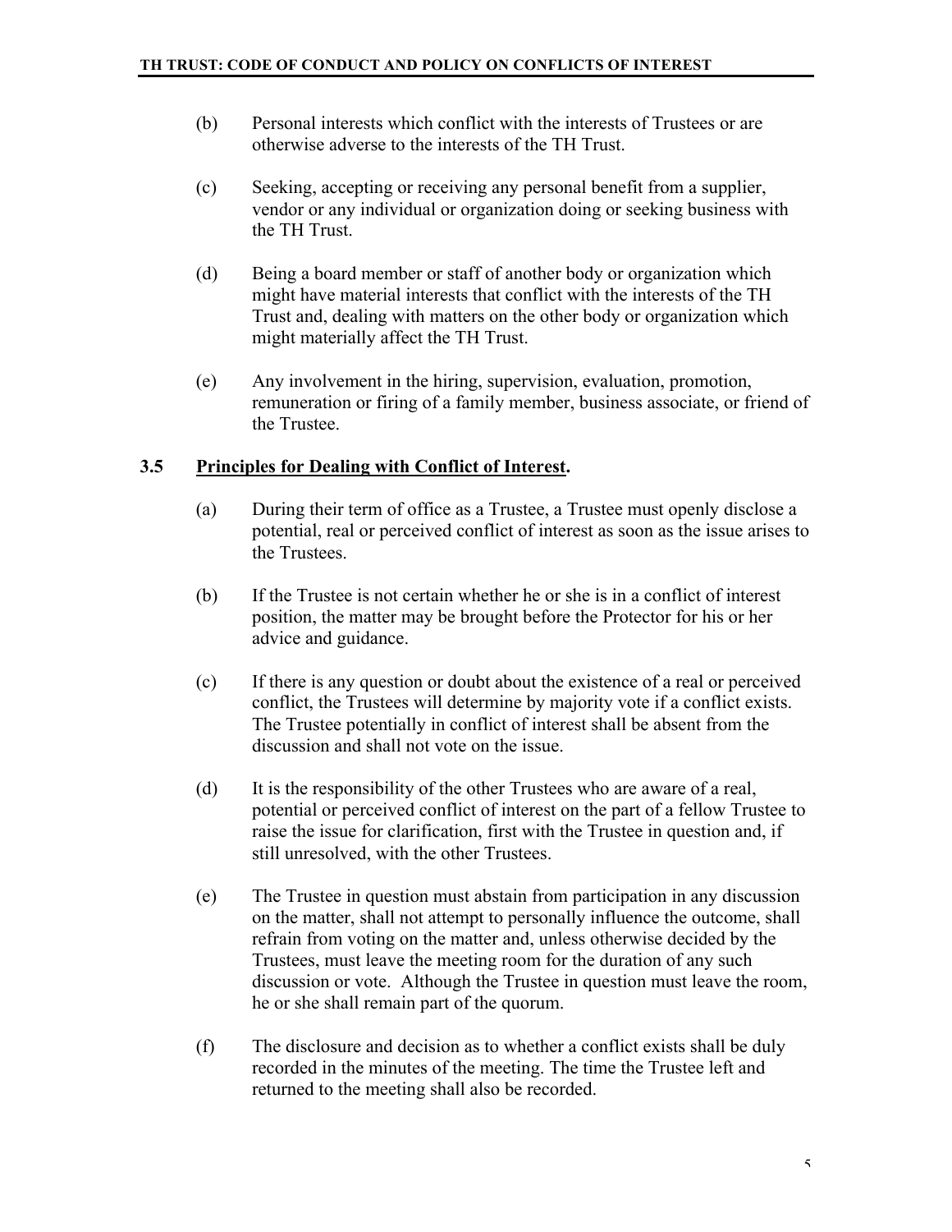(b) Personal interests which conflict with the interests of Trustees or are otherwise adverse to the interests of the TH Trust.

(c) Seeking, accepting or receiving any personal benefit from a supplier, vendor or any individual or organization doing or seeking business with the TH Trust.

(d) Being a board member or staff of another body or organization which might have material interests that conflict with the interests of the TH Trust and, dealing with matters on the other body or organization which might materially affect the TH Trust.

(e) Any involvement in the hiring, supervision, evaluation, promotion, remuneration or firing of a family member, business associate, or friend of the Trustee.

### 3.5 Principles for Dealing with Conflict of Interest.

(a) During their term of office as a Trustee, a Trustee must openly disclose a potential, real or perceived conflict of interest as soon as the issue arises to the Trustees.

(b) If the Trustee is not certain whether he or she is in a conflict of interest position, the matter may be brought before the Protector for his or her advice and guidance.

(c) If there is any question or doubt about the existence of a real or perceived conflict, the Trustees will determine by majority vote if a conflict exists. The Trustee potentially in conflict of interest shall be absent from the discussion and shall not vote on the issue.

(d) It is the responsibility of the other Trustees who are aware of a real, potential or perceived conflict of interest on the part of a fellow Trustee to raise the issue for clarification, first with the Trustee in question and, if still unresolved, with the other Trustees.

(e) The Trustee in question must abstain from participation in any discussion on the matter, shall not attempt to personally influence the outcome, shall refrain from voting on the matter and, unless otherwise decided by the Trustees, must leave the meeting room for the duration of any such discussion or vote. Although the Trustee in question must leave the room, he or she shall remain part of the quorum.

(f) The disclosure and decision as to whether a conflict exists shall be duly recorded in the minutes of the meeting. The time the Trustee left and returned to the meeting shall also be recorded.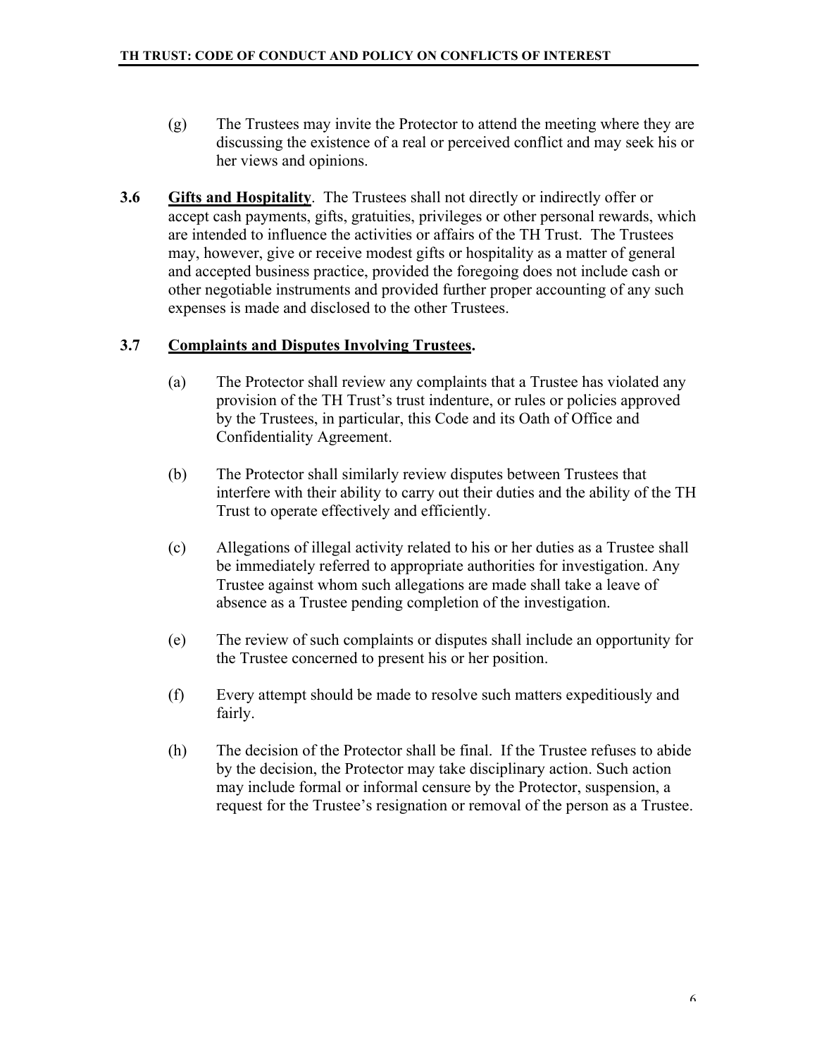(g) The Trustees may invite the Protector to attend the meeting where they are discussing the existence of a real or perceived conflict and may seek his or her views and opinions.

**3.6** **<u>Gifts and Hospitality</u>**. The Trustees shall not directly or indirectly offer or accept cash payments, gifts, gratuities, privileges or other personal rewards, which are intended to influence the activities or affairs of the TH Trust. The Trustees may, however, give or receive modest gifts or hospitality as a matter of general and accepted business practice, provided the foregoing does not include cash or other negotiable instruments and provided further proper accounting of any such expenses is made and disclosed to the other Trustees.

### 3.7 <u>Complaints and Disputes Involving Trustees</u>.

(a) The Protector shall review any complaints that a Trustee has violated any provision of the TH Trust's trust indenture, or rules or policies approved by the Trustees, in particular, this Code and its Oath of Office and Confidentiality Agreement.

(b) The Protector shall similarly review disputes between Trustees that interfere with their ability to carry out their duties and the ability of the TH Trust to operate effectively and efficiently.

(c) Allegations of illegal activity related to his or her duties as a Trustee shall be immediately referred to appropriate authorities for investigation. Any Trustee against whom such allegations are made shall take a leave of absence as a Trustee pending completion of the investigation.

(e) The review of such complaints or disputes shall include an opportunity for the Trustee concerned to present his or her position.

(f) Every attempt should be made to resolve such matters expeditiously and fairly.

(h) The decision of the Protector shall be final. If the Trustee refuses to abide by the decision, the Protector may take disciplinary action. Such action may include formal or informal censure by the Protector, suspension, a request for the Trustee's resignation or removal of the person as a Trustee.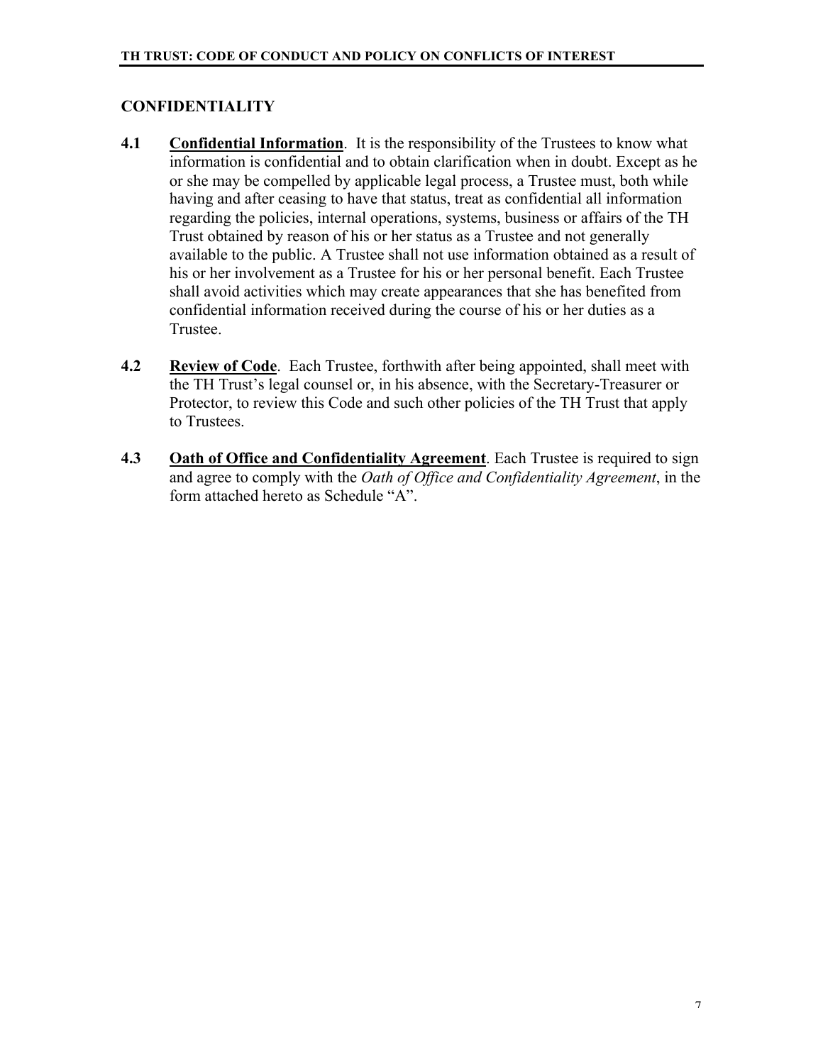## CONFIDENTIALITY

**4.1** **Confidential Information**. It is the responsibility of the Trustees to know what information is confidential and to obtain clarification when in doubt. Except as he or she may be compelled by applicable legal process, a Trustee must, both while having and after ceasing to have that status, treat as confidential all information regarding the policies, internal operations, systems, business or affairs of the TH Trust obtained by reason of his or her status as a Trustee and not generally available to the public. A Trustee shall not use information obtained as a result of his or her involvement as a Trustee for his or her personal benefit. Each Trustee shall avoid activities which may create appearances that she has benefited from confidential information received during the course of his or her duties as a Trustee.

**4.2** **Review of Code**. Each Trustee, forthwith after being appointed, shall meet with the TH Trust's legal counsel or, in his absence, with the Secretary-Treasurer or Protector, to review this Code and such other policies of the TH Trust that apply to Trustees.

**4.3** **Oath of Office and Confidentiality Agreement**. Each Trustee is required to sign and agree to comply with the *Oath of Office and Confidentiality Agreement*, in the form attached hereto as Schedule "A".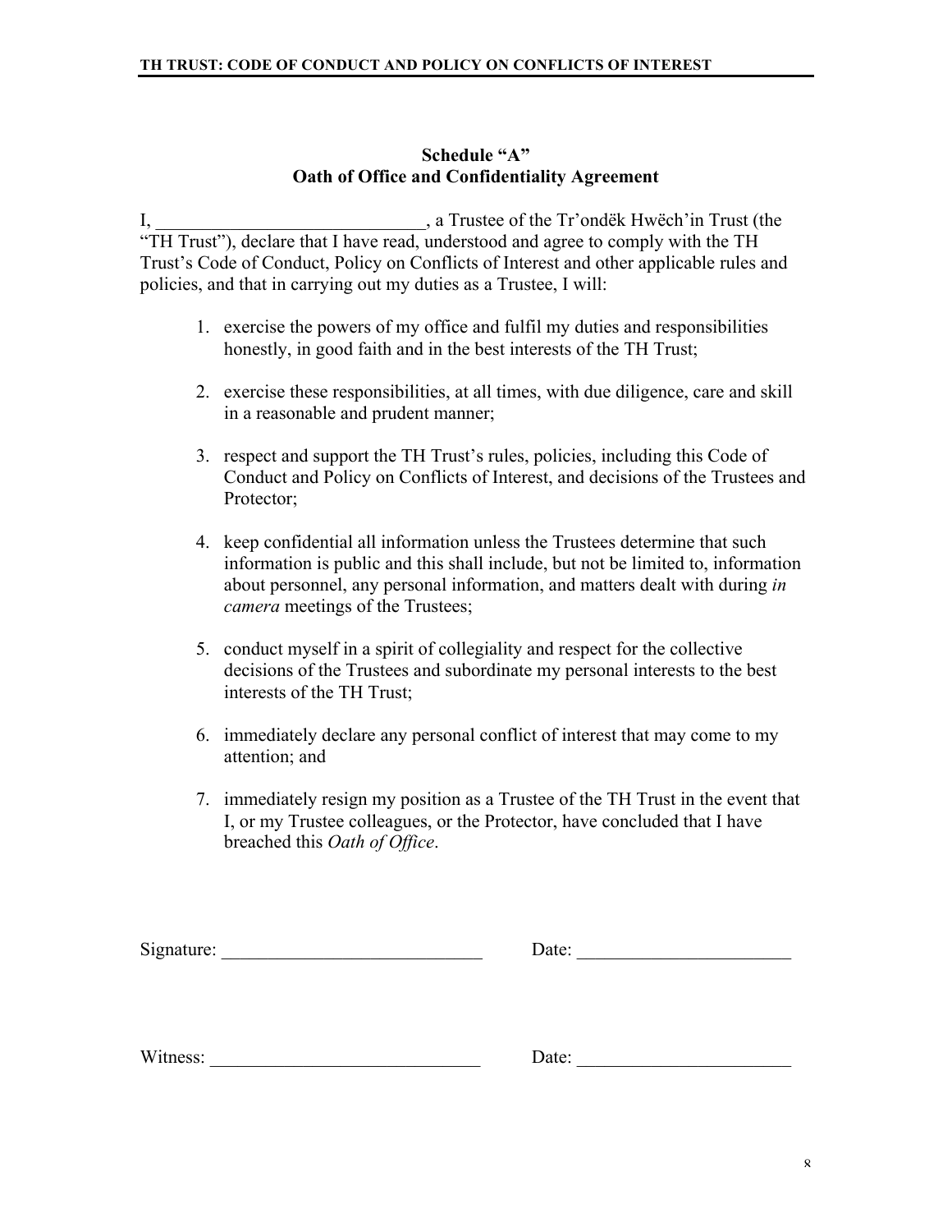## Schedule “A”
## Oath of Office and Confidentiality Agreement

I, _____________________________, a Trustee of the Tr’ondëk Hwëch’in Trust (the “TH Trust”), declare that I have read, understood and agree to comply with the TH Trust’s Code of Conduct, Policy on Conflicts of Interest and other applicable rules and policies, and that in carrying out my duties as a Trustee, I will:

1. exercise the powers of my office and fulfil my duties and responsibilities honestly, in good faith and in the best interests of the TH Trust;

2. exercise these responsibilities, at all times, with due diligence, care and skill in a reasonable and prudent manner;

3. respect and support the TH Trust’s rules, policies, including this Code of Conduct and Policy on Conflicts of Interest, and decisions of the Trustees and Protector;

4. keep confidential all information unless the Trustees determine that such information is public and this shall include, but not be limited to, information about personnel, any personal information, and matters dealt with during *in camera* meetings of the Trustees;

5. conduct myself in a spirit of collegiality and respect for the collective decisions of the Trustees and subordinate my personal interests to the best interests of the TH Trust;

6. immediately declare any personal conflict of interest that may come to my attention; and

7. immediately resign my position as a Trustee of the TH Trust in the event that I, or my Trustee colleagues, or the Protector, have concluded that I have breached this *Oath of Office*.

Signature: ____________________________ Date: _______________________

Witness: _____________________________ Date: _______________________